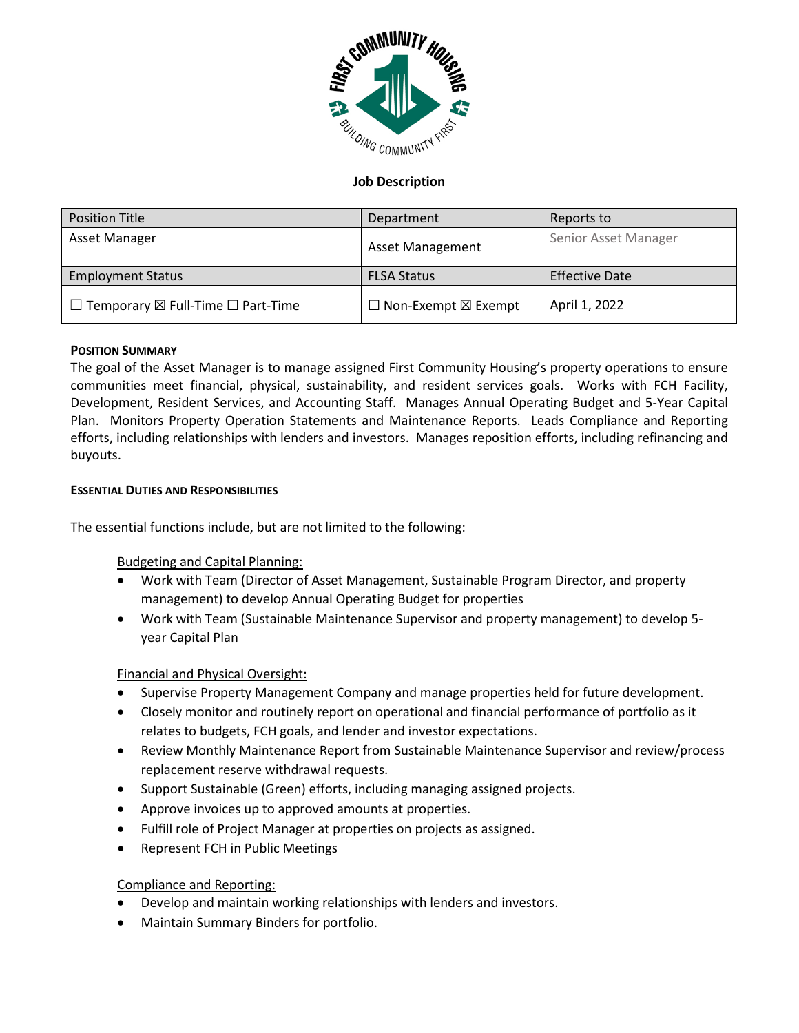**Job Description**

| Position Title | Department | Reports to |
| --- | --- | --- |
| Asset Manager | Asset Management | Senior Asset Manager |
| Employment Status | FLSA Status | Effective Date |
| ☐ Temporary ☒ Full-Time ☐ Part-Time | ☐ Non-Exempt ☒ Exempt | April 1, 2022 |

**POSITION SUMMARY**

The goal of the Asset Manager is to manage assigned First Community Housing's property operations to ensure communities meet financial, physical, sustainability, and resident services goals. Works with FCH Facility, Development, Resident Services, and Accounting Staff. Manages Annual Operating Budget and 5-Year Capital Plan. Monitors Property Operation Statements and Maintenance Reports. Leads Compliance and Reporting efforts, including relationships with lenders and investors. Manages reposition efforts, including refinancing and buyouts.

**ESSENTIAL DUTIES AND RESPONSIBILITIES**

The essential functions include, but are not limited to the following:

Budgeting and Capital Planning:

- Work with Team (Director of Asset Management, Sustainable Program Director, and property management) to develop Annual Operating Budget for properties
- Work with Team (Sustainable Maintenance Supervisor and property management) to develop 5-year Capital Plan

Financial and Physical Oversight:

- Supervise Property Management Company and manage properties held for future development.
- Closely monitor and routinely report on operational and financial performance of portfolio as it relates to budgets, FCH goals, and lender and investor expectations.
- Review Monthly Maintenance Report from Sustainable Maintenance Supervisor and review/process replacement reserve withdrawal requests.
- Support Sustainable (Green) efforts, including managing assigned projects.
- Approve invoices up to approved amounts at properties.
- Fulfill role of Project Manager at properties on projects as assigned.
- Represent FCH in Public Meetings

Compliance and Reporting:

- Develop and maintain working relationships with lenders and investors.
- Maintain Summary Binders for portfolio.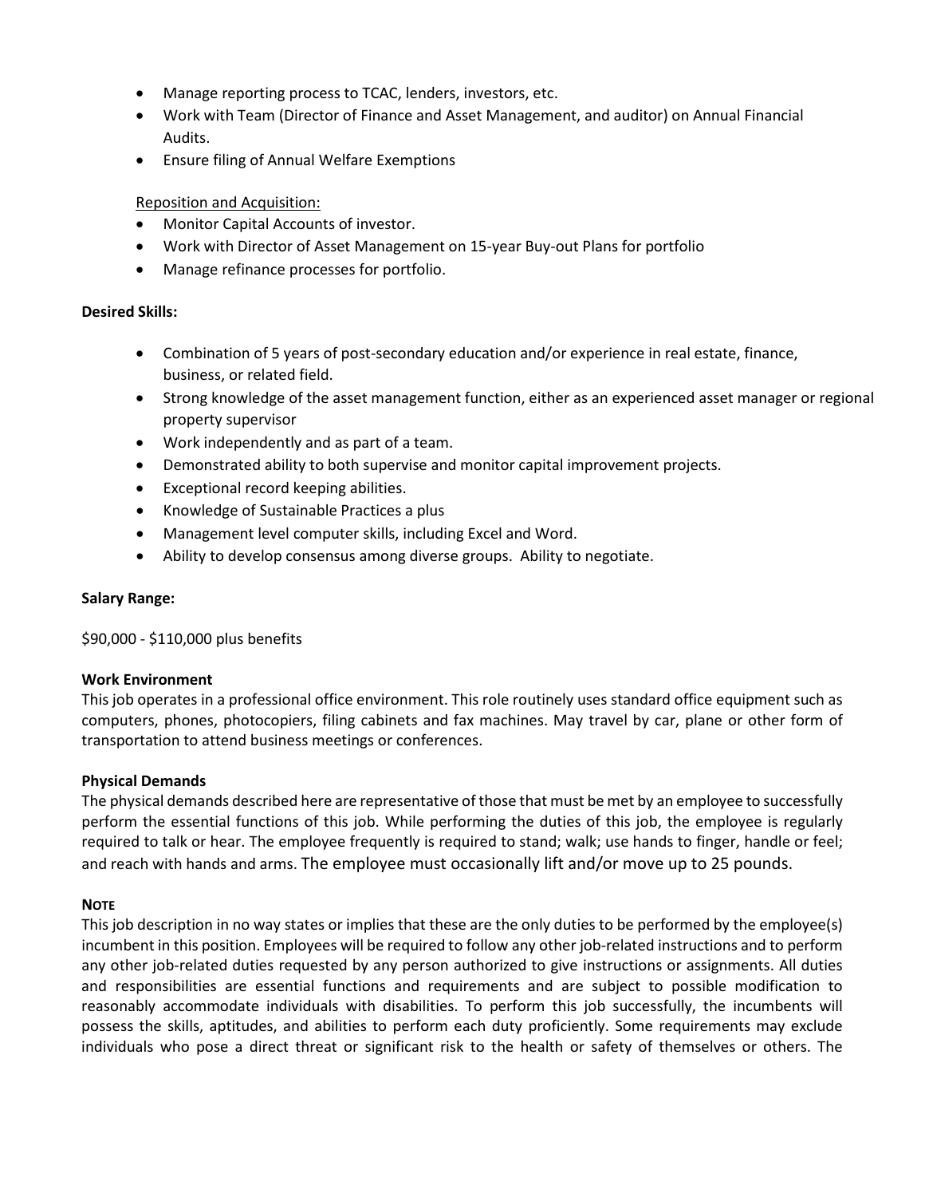- Manage reporting process to TCAC, lenders, investors, etc.
- Work with Team (Director of Finance and Asset Management, and auditor) on Annual Financial Audits.
- Ensure filing of Annual Welfare Exemptions

Reposition and Acquisition:

- Monitor Capital Accounts of investor.
- Work with Director of Asset Management on 15-year Buy-out Plans for portfolio
- Manage refinance processes for portfolio.

**Desired Skills:**

- Combination of 5 years of post-secondary education and/or experience in real estate, finance, business, or related field.
- Strong knowledge of the asset management function, either as an experienced asset manager or regional property supervisor
- Work independently and as part of a team.
- Demonstrated ability to both supervise and monitor capital improvement projects.
- Exceptional record keeping abilities.
- Knowledge of Sustainable Practices a plus
- Management level computer skills, including Excel and Word.
- Ability to develop consensus among diverse groups. Ability to negotiate.

**Salary Range:**

$90,000 - $110,000 plus benefits

**Work Environment**

This job operates in a professional office environment. This role routinely uses standard office equipment such as computers, phones, photocopiers, filing cabinets and fax machines. May travel by car, plane or other form of transportation to attend business meetings or conferences.

**Physical Demands**

The physical demands described here are representative of those that must be met by an employee to successfully perform the essential functions of this job. While performing the duties of this job, the employee is regularly required to talk or hear. The employee frequently is required to stand; walk; use hands to finger, handle or feel; and reach with hands and arms. The employee must occasionally lift and/or move up to 25 pounds.

**NOTE**

This job description in no way states or implies that these are the only duties to be performed by the employee(s) incumbent in this position. Employees will be required to follow any other job-related instructions and to perform any other job-related duties requested by any person authorized to give instructions or assignments. All duties and responsibilities are essential functions and requirements and are subject to possible modification to reasonably accommodate individuals with disabilities. To perform this job successfully, the incumbents will possess the skills, aptitudes, and abilities to perform each duty proficiently. Some requirements may exclude individuals who pose a direct threat or significant risk to the health or safety of themselves or others. The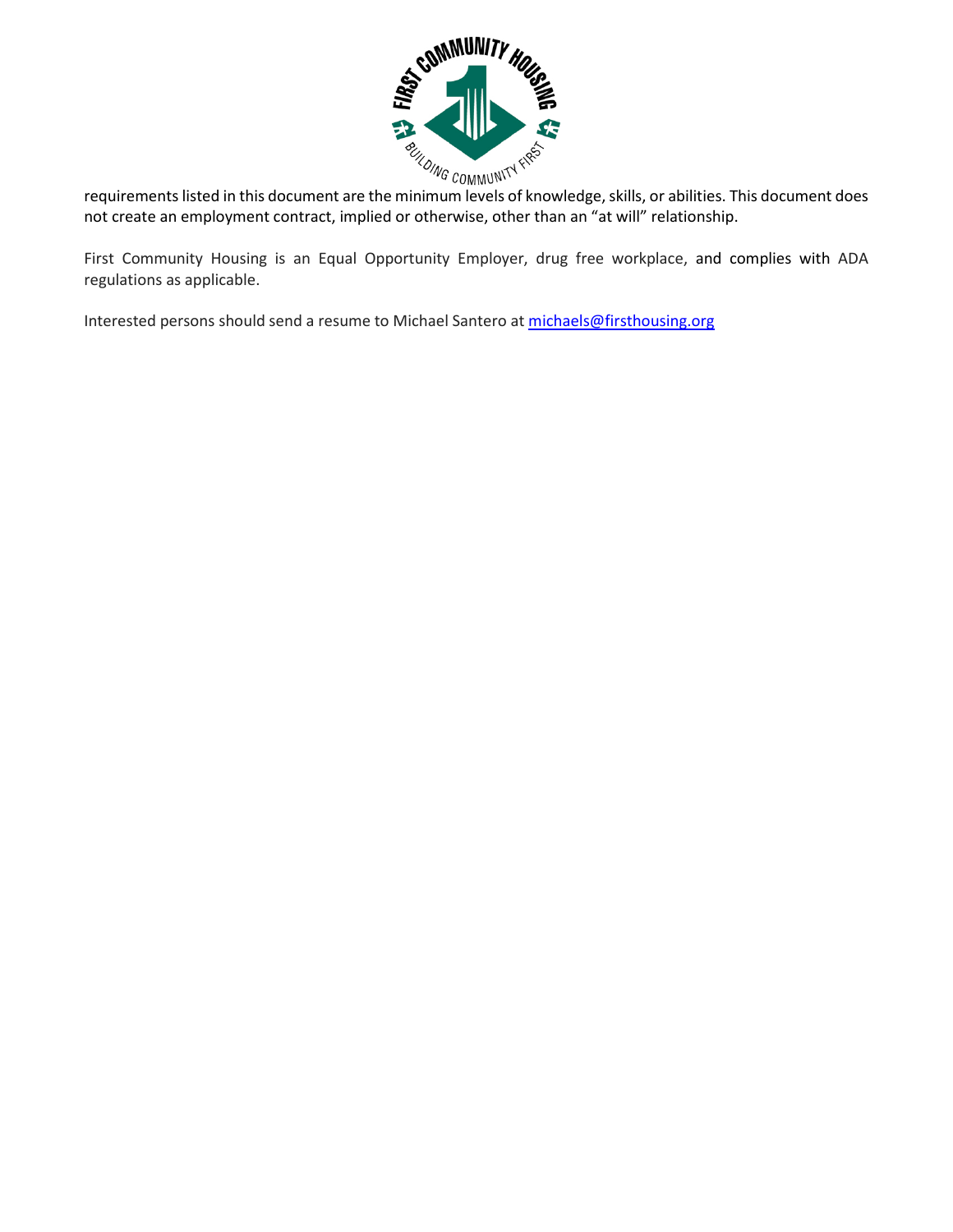requirements listed in this document are the minimum levels of knowledge, skills, or abilities. This document does not create an employment contract, implied or otherwise, other than an "at will" relationship.

First Community Housing is an Equal Opportunity Employer, drug free workplace, and complies with ADA regulations as applicable.

Interested persons should send a resume to Michael Santero at michaels@firsthousing.org